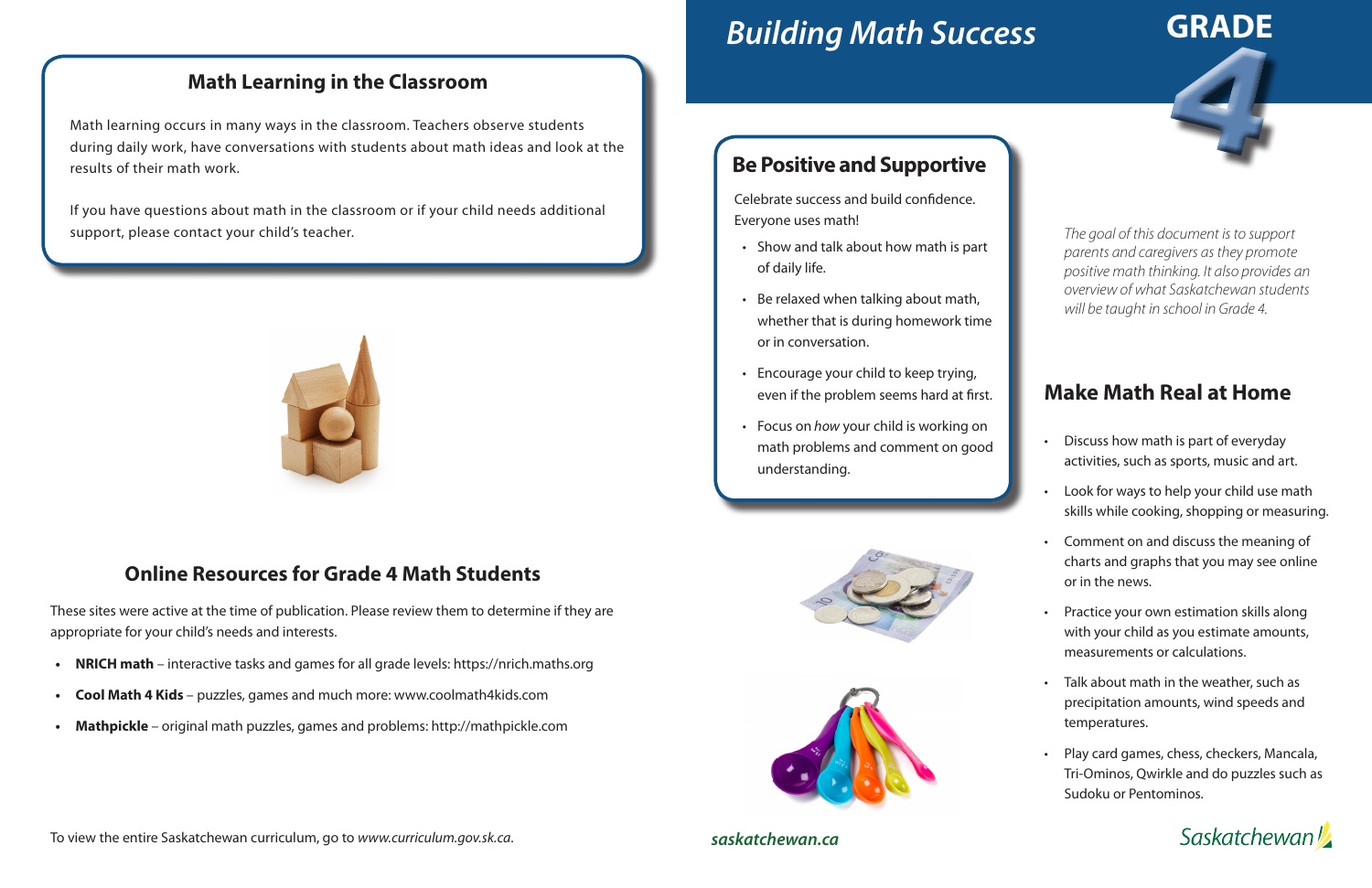# Building Math Success

# GRADE 4

*The goal of this document is to support parents and caregivers as they promote positive math thinking. It also provides an overview of what Saskatchewan students will be taught in school in Grade 4.*

## Be Positive and Supportive

Celebrate success and build confidence. Everyone uses math!

- Show and talk about how math is part of daily life.
- Be relaxed when talking about math, whether that is during homework time or in conversation.
- Encourage your child to keep trying, even if the problem seems hard at first.
- Focus on *how* your child is working on math problems and comment on good understanding.

## Make Math Real at Home

- Discuss how math is part of everyday activities, such as sports, music and art.
- Look for ways to help your child use math skills while cooking, shopping or measuring.
- Comment on and discuss the meaning of charts and graphs that you may see online or in the news.
- Practice your own estimation skills along with your child as you estimate amounts, measurements or calculations.
- Talk about math in the weather, such as precipitation amounts, wind speeds and temperatures.
- Play card games, chess, checkers, Mancala, Tri-Ominos, Qwirkle and do puzzles such as Sudoku or Pentominos.

## Math Learning in the Classroom

Math learning occurs in many ways in the classroom. Teachers observe students during daily work, have conversations with students about math ideas and look at the results of their math work.

If you have questions about math in the classroom or if your child needs additional support, please contact your child's teacher.

## Online Resources for Grade 4 Math Students

These sites were active at the time of publication. Please review them to determine if they are appropriate for your child's needs and interests.

- **NRICH math** – interactive tasks and games for all grade levels: https://nrich.maths.org
- **Cool Math 4 Kids** – puzzles, games and much more: www.coolmath4kids.com
- **Mathpickle** – original math puzzles, games and problems: http://mathpickle.com

To view the entire Saskatchewan curriculum, go to *www.curriculum.gov.sk.ca*.

***saskatchewan.ca***

Saskatchewan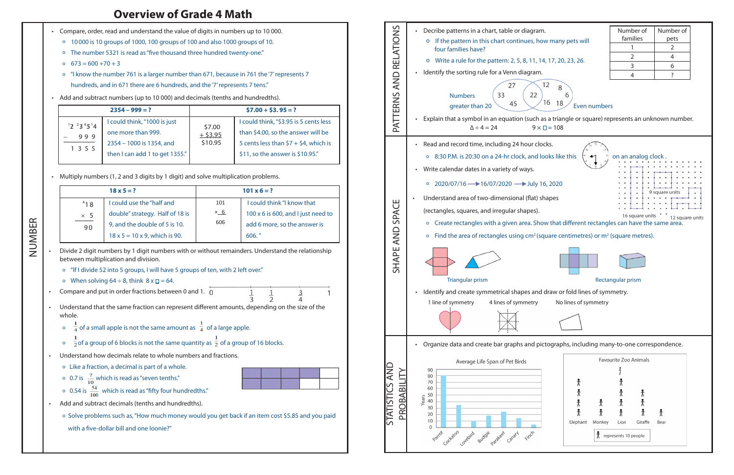# Overview of Grade 4 Math

## NUMBER

- Compare, order, read and understand the value of digits in numbers up to 10 000.
  - 10 000 is 10 groups of 1000, 100 groups of 100 and also 1000 groups of 10.
  - The number 5321 is read as "five thousand three hundred twenty-one."
  - 673 = 600 +70 + 3
  - "I know the number 761 is a larger number than 671, because in 761 the '7' represents 7 hundreds, and in 671 there are 6 hundreds, and the '7' represents 7 tens."
- Add and subtract numbers (up to 10 000) and decimals (tenths and hundredths).

| 2354 – 999 = ? | | $7.00 + $3. 95 = ? | |
|---|---|---|---|
| ¹2 ²3 ⁴5 ¹4 − 999 = 1355 | I could think, "1000 is just one more than 999. 2354 – 1000 is 1354, and then I can add 1 to get 1355." | $7.00 + $3.95 = $10.95 | I could think, "$3.95 is 5 cents less than $4.00, so the answer will be 5 cents less than $7 + $4, which is $11, so the answer is $10.95." |

- Multiply numbers (1, 2 and 3 digits by 1 digit) and solve multiplication problems.

| 18 x 5 = ? | | 101 x 6 = ? | |
|---|---|---|---|
| ⁴18 × 5 = 90 | I could use the "half and double" strategy. Half of 18 is 9, and the double of 5 is 10. 18 x 5 = 10 x 9, which is 90. | 101 × 6 = 606 | I could think "I know that 100 x 6 is 600, and I just need to add 6 more, so the answer is 606." |

- Divide 2 digit numbers by 1 digit numbers with or without remainders. Understand the relationship between multiplication and division.
  - "If I divide 52 into 5 groups, I will have 5 groups of ten, with 2 left over."
  - When solving 64 ÷ 8, think 8 x □ = 64.
- Compare and put in order fractions between 0 and 1.

0 $\frac{1}{3}$ $\frac{1}{2}$ $\frac{3}{4}$ 1

- Understand that the same fraction can represent different amounts, depending on the size of the whole.
  - $\frac{1}{4}$ of a small apple is not the same amount as $\frac{1}{4}$ of a large apple.
  - $\frac{1}{2}$ of a group of 6 blocks is not the same quantity as $\frac{1}{2}$ of a group of 16 blocks.
- Understand how decimals relate to whole numbers and fractions.
  - Like a fraction, a decimal is part of a whole.
  - 0.7 is $\frac{7}{10}$ which is read as "seven tenths."
  - 0.54 is $\frac{54}{100}$ which is read as "fifty four hundredths."
- Add and subtract decimals (tenths and hundredths).
  - Solve problems such as, "How much money would you get back if an item cost $5.85 and you paid with a five-dollar bill and one loonie?"

## PATTERNS AND RELATIONS

- Decribe patterns in a chart, table or diagram.
  - If the pattern in this chart continues, how many pets will four families have?
  - Write a rule for the pattern: 2, 5, 8, 11, 14, 17, 20, 23, 26.

| Number of families | Number of pets |
|---|---|
| 1 | 2 |
| 2 | 4 |
| 3 | 6 |
| 4 | ? |

- Identify the sorting rule for a Venn diagram.

Numbers greater than 20: 27, 33, 45
Both: 22
Even numbers: 12, 8, 6, 16, 18

- Explain that a symbol in an equation (such as a triangle or square) represents an unknown number.

Δ ÷ 4 = 24    9 × □ = 108

## SHAPE AND SPACE

- Read and record time, including 24 hour clocks.
  - 8:30 P.M. is 20:30 on a 24-hr clock, and looks like this on an analog clock .
- Write calendar dates in a variety of ways.
  - 2020/07/16 → 16/07/2020 → July 16, 2020
- Understand area of two-dimensional (flat) shapes (rectangles, squares, and irregular shapes).
  - Create rectangles with a given area. Show that different rectangles can have the same area.
  - Find the area of rectangles using cm² (square centimetres) or m² (square metres).

16 square units    9 square units    12 square units

Triangular prism    Rectangular prism

- Identify and create symmetrical shapes and draw or fold lines of symmetry.

1 line of symmetry    4 lines of symmetry    No lines of symmetry

## STATISTICS AND PROBABILITY

- Organize data and create bar graphs and pictographs, including many-to-one correspondence.

Average Life Span of Pet Birds

Years: 0, 10, 20, 30, 40, 50, 60, 70, 80, 90

Parrot, Cockatoo, Lovebird, Budgie, Parakeet, Canary, Finch

Favourite Zoo Animals

Elephant, Monkey, Lion, Giraffe, Bear

represents 10 people